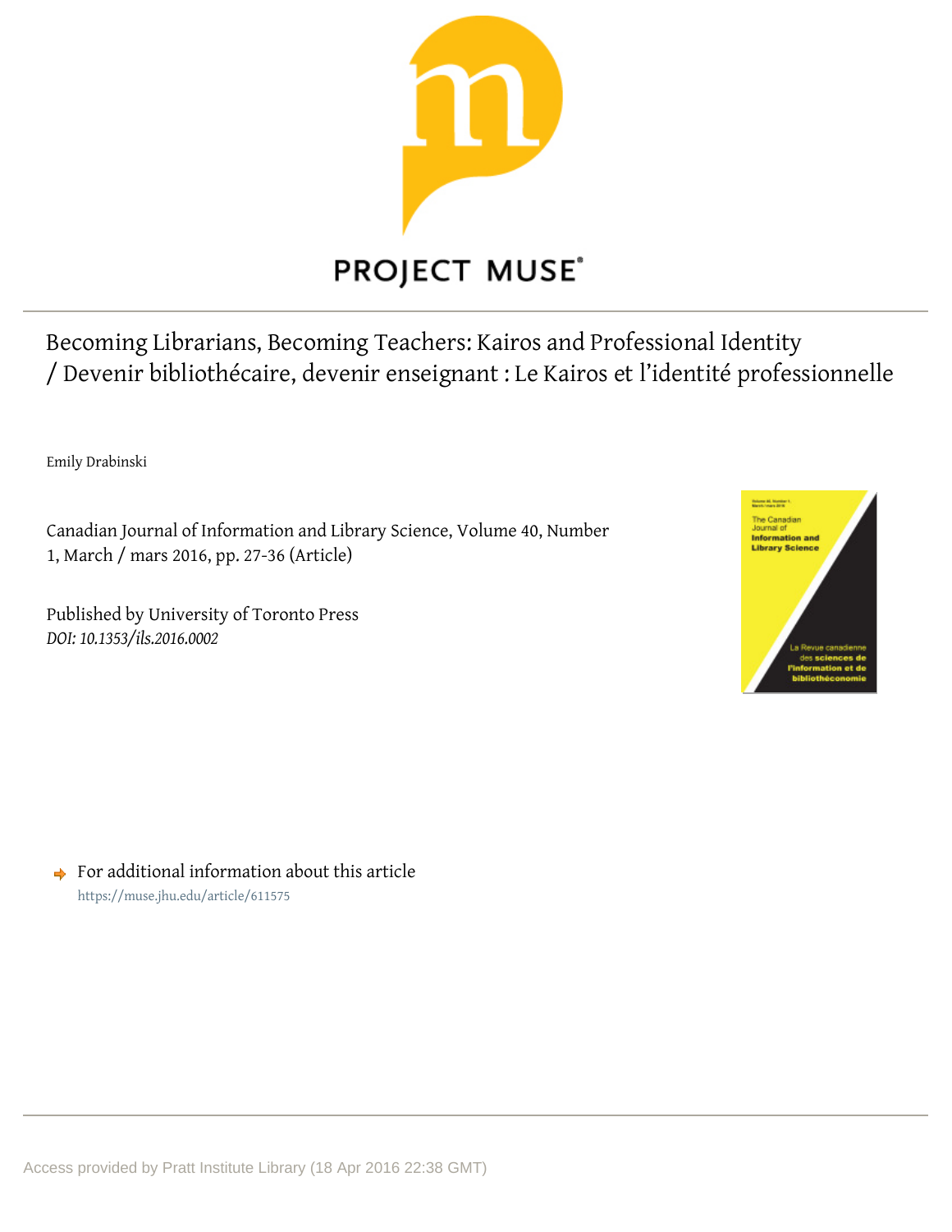PROJECT MUSE®

# Becoming Librarians, Becoming Teachers: Kairos and Professional Identity / Devenir bibliothécaire, devenir enseignant : Le Kairos et l'identité professionnelle

Emily Drabinski

Canadian Journal of Information and Library Science, Volume 40, Number 1, March / mars 2016, pp. 27-36 (Article)

Published by University of Toronto Press

*DOI: 10.1353/ils.2016.0002*

For additional information about this article

https://muse.jhu.edu/article/611575

Access provided by Pratt Institute Library (18 Apr 2016 22:38 GMT)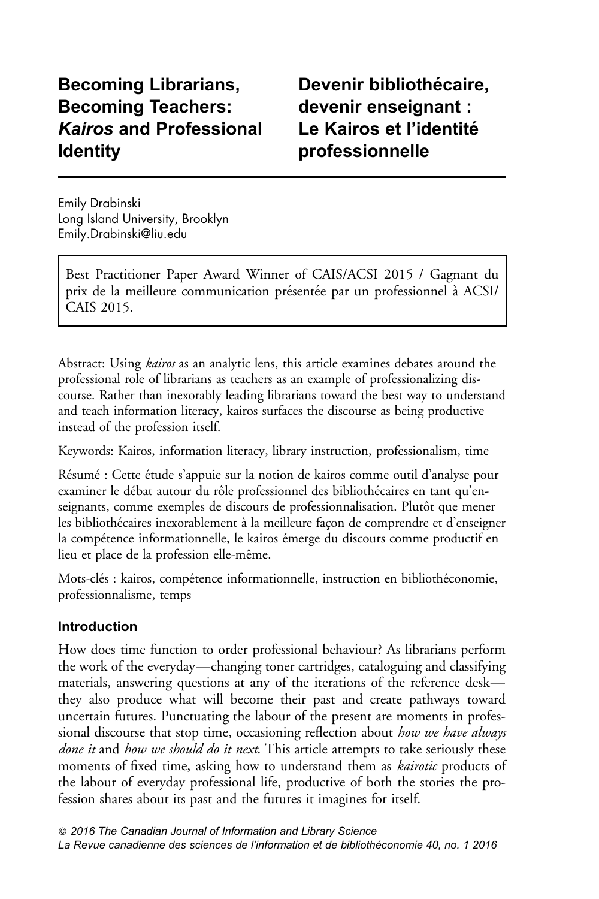# Becoming Librarians, Becoming Teachers: *Kairos* and Professional Identity

# Devenir bibliothécaire, devenir enseignant : Le Kairos et l'identité professionnelle

Emily Drabinski
Long Island University, Brooklyn
Emily.Drabinski@liu.edu

Best Practitioner Paper Award Winner of CAIS/ACSI 2015 / Gagnant du prix de la meilleure communication présentée par un professionnel à ACSI/CAIS 2015.

Abstract: Using *kairos* as an analytic lens, this article examines debates around the professional role of librarians as teachers as an example of professionalizing discourse. Rather than inexorably leading librarians toward the best way to understand and teach information literacy, kairos surfaces the discourse as being productive instead of the profession itself.

Keywords: Kairos, information literacy, library instruction, professionalism, time

Résumé : Cette étude s'appuie sur la notion de kairos comme outil d'analyse pour examiner le débat autour du rôle professionnel des bibliothécaires en tant qu'enseignants, comme exemples de discours de professionnalisation. Plutôt que mener les bibliothécaires inexorablement à la meilleure façon de comprendre et d'enseigner la compétence informationnelle, le kairos émerge du discours comme productif en lieu et place de la profession elle-même.

Mots-clés : kairos, compétence informationnelle, instruction en bibliothéconomie, professionnalisme, temps

### Introduction

How does time function to order professional behaviour? As librarians perform the work of the everyday—changing toner cartridges, cataloguing and classifying materials, answering questions at any of the iterations of the reference desk—they also produce what will become their past and create pathways toward uncertain futures. Punctuating the labour of the present are moments in professional discourse that stop time, occasioning reflection about *how we have always done it* and *how we should do it next*. This article attempts to take seriously these moments of fixed time, asking how to understand them as *kairotic* products of the labour of everyday professional life, productive of both the stories the profession shares about its past and the futures it imagines for itself.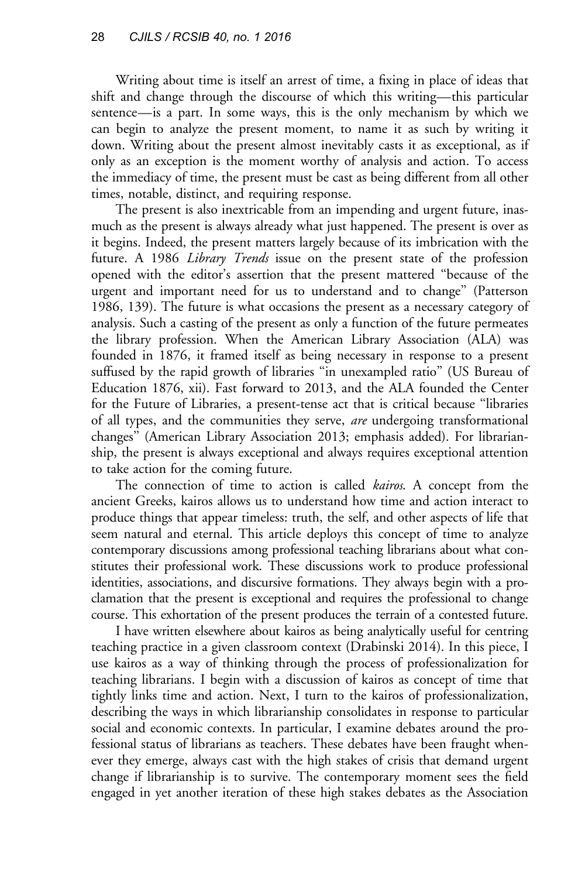Writing about time is itself an arrest of time, a fixing in place of ideas that shift and change through the discourse of which this writing—this particular sentence—is a part. In some ways, this is the only mechanism by which we can begin to analyze the present moment, to name it as such by writing it down. Writing about the present almost inevitably casts it as exceptional, as if only as an exception is the moment worthy of analysis and action. To access the immediacy of time, the present must be cast as being different from all other times, notable, distinct, and requiring response.

The present is also inextricable from an impending and urgent future, inasmuch as the present is always already what just happened. The present is over as it begins. Indeed, the present matters largely because of its imbrication with the future. A 1986 *Library Trends* issue on the present state of the profession opened with the editor's assertion that the present mattered "because of the urgent and important need for us to understand and to change" (Patterson 1986, 139). The future is what occasions the present as a necessary category of analysis. Such a casting of the present as only a function of the future permeates the library profession. When the American Library Association (ALA) was founded in 1876, it framed itself as being necessary in response to a present suffused by the rapid growth of libraries "in unexampled ratio" (US Bureau of Education 1876, xii). Fast forward to 2013, and the ALA founded the Center for the Future of Libraries, a present-tense act that is critical because "libraries of all types, and the communities they serve, *are* undergoing transformational changes" (American Library Association 2013; emphasis added). For librarianship, the present is always exceptional and always requires exceptional attention to take action for the coming future.

The connection of time to action is called *kairos*. A concept from the ancient Greeks, kairos allows us to understand how time and action interact to produce things that appear timeless: truth, the self, and other aspects of life that seem natural and eternal. This article deploys this concept of time to analyze contemporary discussions among professional teaching librarians about what constitutes their professional work. These discussions work to produce professional identities, associations, and discursive formations. They always begin with a proclamation that the present is exceptional and requires the professional to change course. This exhortation of the present produces the terrain of a contested future.

I have written elsewhere about kairos as being analytically useful for centring teaching practice in a given classroom context (Drabinski 2014). In this piece, I use kairos as a way of thinking through the process of professionalization for teaching librarians. I begin with a discussion of kairos as concept of time that tightly links time and action. Next, I turn to the kairos of professionalization, describing the ways in which librarianship consolidates in response to particular social and economic contexts. In particular, I examine debates around the professional status of librarians as teachers. These debates have been fraught whenever they emerge, always cast with the high stakes of crisis that demand urgent change if librarianship is to survive. The contemporary moment sees the field engaged in yet another iteration of these high stakes debates as the Association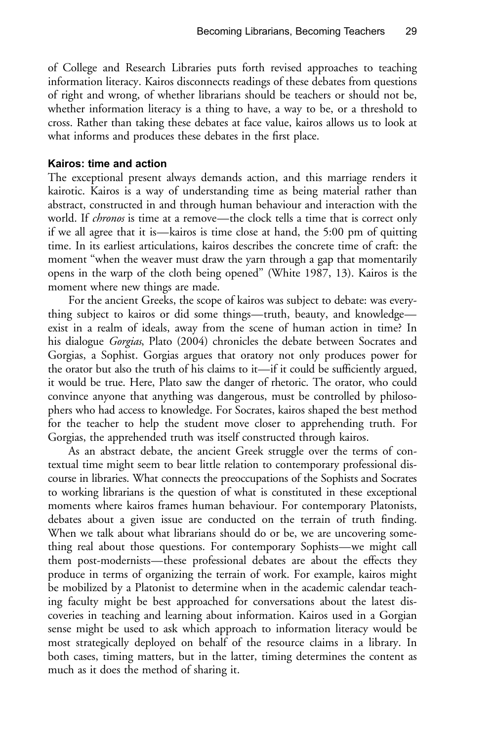of College and Research Libraries puts forth revised approaches to teaching information literacy. Kairos disconnects readings of these debates from questions of right and wrong, of whether librarians should be teachers or should not be, whether information literacy is a thing to have, a way to be, or a threshold to cross. Rather than taking these debates at face value, kairos allows us to look at what informs and produces these debates in the first place.

### Kairos: time and action

The exceptional present always demands action, and this marriage renders it kairotic. Kairos is a way of understanding time as being material rather than abstract, constructed in and through human behaviour and interaction with the world. If *chronos* is time at a remove—the clock tells a time that is correct only if we all agree that it is—kairos is time close at hand, the 5:00 pm of quitting time. In its earliest articulations, kairos describes the concrete time of craft: the moment "when the weaver must draw the yarn through a gap that momentarily opens in the warp of the cloth being opened" (White 1987, 13). Kairos is the moment where new things are made.

For the ancient Greeks, the scope of kairos was subject to debate: was everything subject to kairos or did some things—truth, beauty, and knowledge—exist in a realm of ideals, away from the scene of human action in time? In his dialogue *Gorgias*, Plato (2004) chronicles the debate between Socrates and Gorgias, a Sophist. Gorgias argues that oratory not only produces power for the orator but also the truth of his claims to it—if it could be sufficiently argued, it would be true. Here, Plato saw the danger of rhetoric. The orator, who could convince anyone that anything was dangerous, must be controlled by philosophers who had access to knowledge. For Socrates, kairos shaped the best method for the teacher to help the student move closer to apprehending truth. For Gorgias, the apprehended truth was itself constructed through kairos.

As an abstract debate, the ancient Greek struggle over the terms of contextual time might seem to bear little relation to contemporary professional discourse in libraries. What connects the preoccupations of the Sophists and Socrates to working librarians is the question of what is constituted in these exceptional moments where kairos frames human behaviour. For contemporary Platonists, debates about a given issue are conducted on the terrain of truth finding. When we talk about what librarians should do or be, we are uncovering something real about those questions. For contemporary Sophists—we might call them post-modernists—these professional debates are about the effects they produce in terms of organizing the terrain of work. For example, kairos might be mobilized by a Platonist to determine when in the academic calendar teaching faculty might be best approached for conversations about the latest discoveries in teaching and learning about information. Kairos used in a Gorgian sense might be used to ask which approach to information literacy would be most strategically deployed on behalf of the resource claims in a library. In both cases, timing matters, but in the latter, timing determines the content as much as it does the method of sharing it.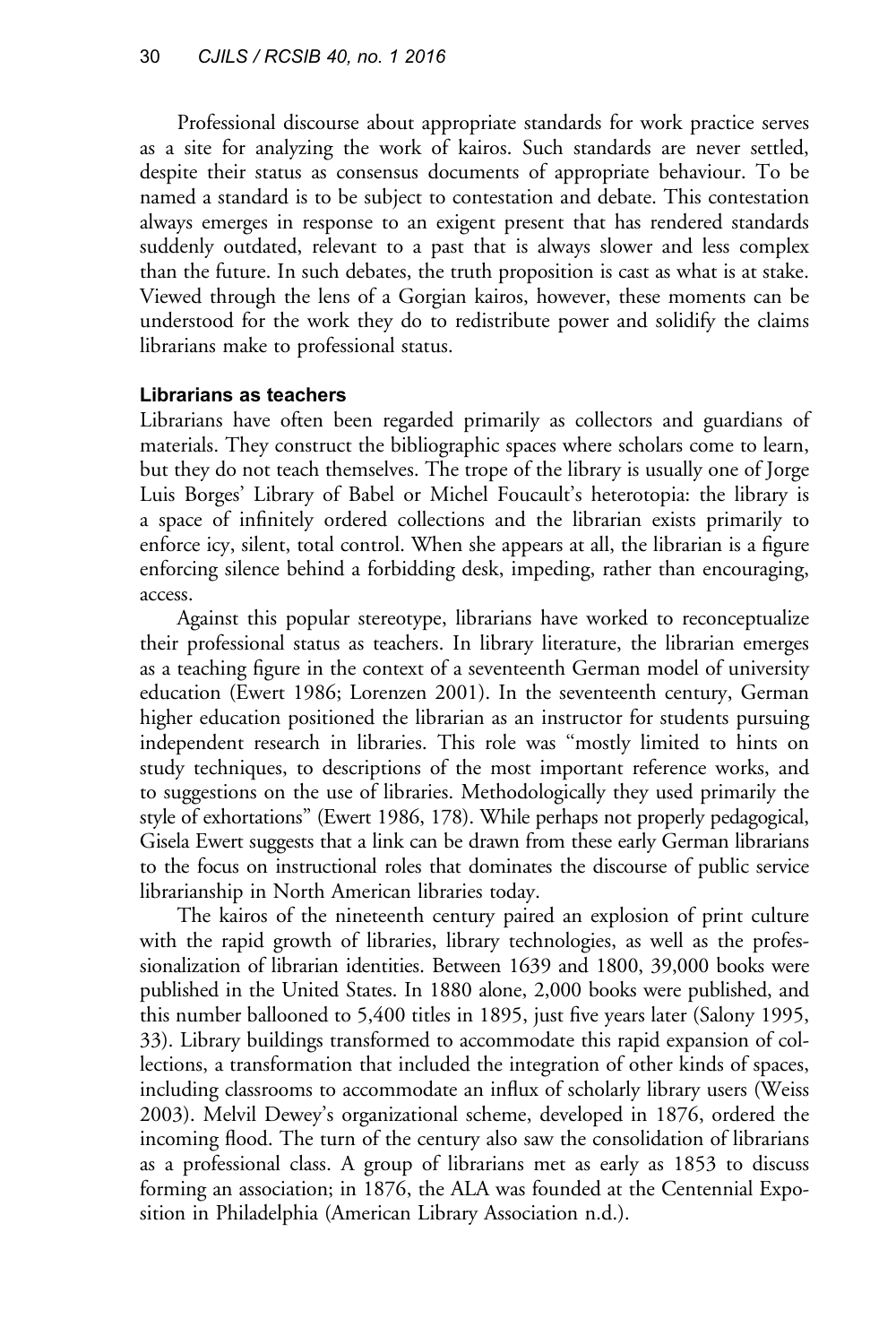Professional discourse about appropriate standards for work practice serves as a site for analyzing the work of kairos. Such standards are never settled, despite their status as consensus documents of appropriate behaviour. To be named a standard is to be subject to contestation and debate. This contestation always emerges in response to an exigent present that has rendered standards suddenly outdated, relevant to a past that is always slower and less complex than the future. In such debates, the truth proposition is cast as what is at stake. Viewed through the lens of a Gorgian kairos, however, these moments can be understood for the work they do to redistribute power and solidify the claims librarians make to professional status.

### Librarians as teachers

Librarians have often been regarded primarily as collectors and guardians of materials. They construct the bibliographic spaces where scholars come to learn, but they do not teach themselves. The trope of the library is usually one of Jorge Luis Borges' Library of Babel or Michel Foucault's heterotopia: the library is a space of infinitely ordered collections and the librarian exists primarily to enforce icy, silent, total control. When she appears at all, the librarian is a figure enforcing silence behind a forbidding desk, impeding, rather than encouraging, access.

Against this popular stereotype, librarians have worked to reconceptualize their professional status as teachers. In library literature, the librarian emerges as a teaching figure in the context of a seventeenth German model of university education (Ewert 1986; Lorenzen 2001). In the seventeenth century, German higher education positioned the librarian as an instructor for students pursuing independent research in libraries. This role was "mostly limited to hints on study techniques, to descriptions of the most important reference works, and to suggestions on the use of libraries. Methodologically they used primarily the style of exhortations" (Ewert 1986, 178). While perhaps not properly pedagogical, Gisela Ewert suggests that a link can be drawn from these early German librarians to the focus on instructional roles that dominates the discourse of public service librarianship in North American libraries today.

The kairos of the nineteenth century paired an explosion of print culture with the rapid growth of libraries, library technologies, as well as the professionalization of librarian identities. Between 1639 and 1800, 39,000 books were published in the United States. In 1880 alone, 2,000 books were published, and this number ballooned to 5,400 titles in 1895, just five years later (Salony 1995, 33). Library buildings transformed to accommodate this rapid expansion of collections, a transformation that included the integration of other kinds of spaces, including classrooms to accommodate an influx of scholarly library users (Weiss 2003). Melvil Dewey's organizational scheme, developed in 1876, ordered the incoming flood. The turn of the century also saw the consolidation of librarians as a professional class. A group of librarians met as early as 1853 to discuss forming an association; in 1876, the ALA was founded at the Centennial Exposition in Philadelphia (American Library Association n.d.).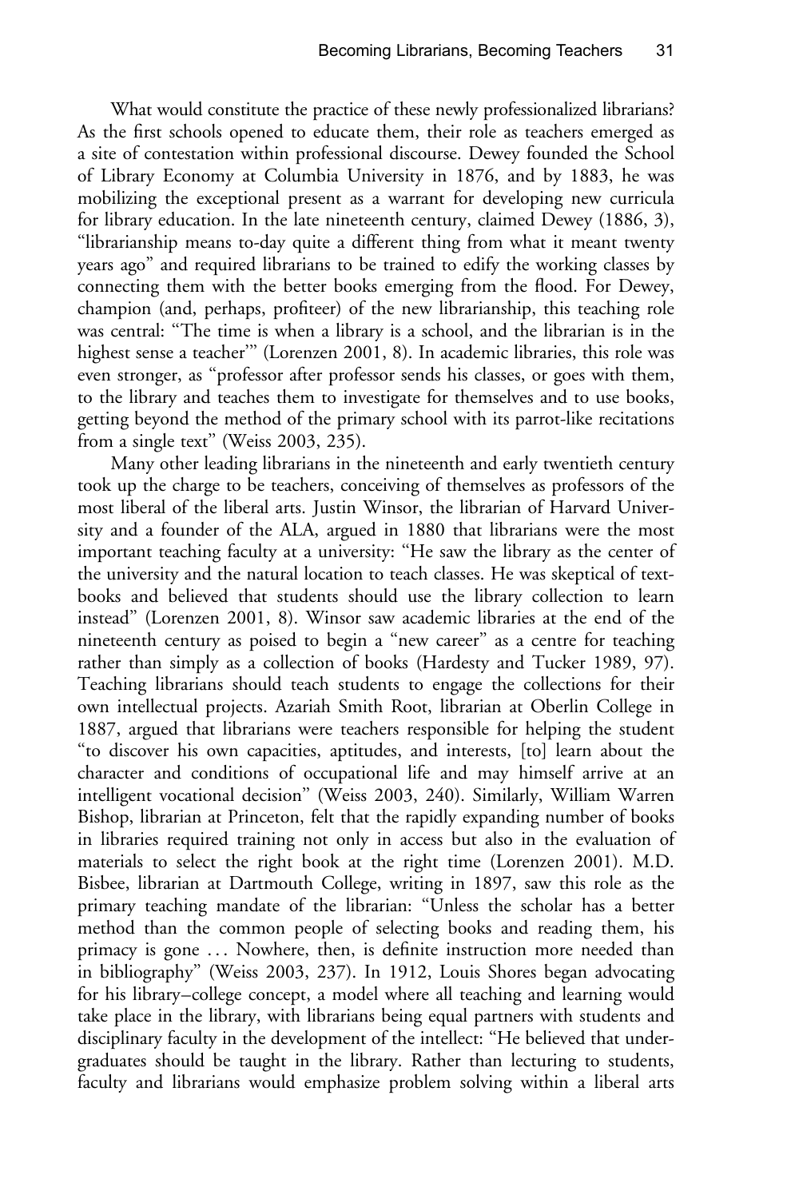What would constitute the practice of these newly professionalized librarians? As the first schools opened to educate them, their role as teachers emerged as a site of contestation within professional discourse. Dewey founded the School of Library Economy at Columbia University in 1876, and by 1883, he was mobilizing the exceptional present as a warrant for developing new curricula for library education. In the late nineteenth century, claimed Dewey (1886, 3), "librarianship means to-day quite a different thing from what it meant twenty years ago" and required librarians to be trained to edify the working classes by connecting them with the better books emerging from the flood. For Dewey, champion (and, perhaps, profiteer) of the new librarianship, this teaching role was central: "The time is when a library is a school, and the librarian is in the highest sense a teacher'" (Lorenzen 2001, 8). In academic libraries, this role was even stronger, as "professor after professor sends his classes, or goes with them, to the library and teaches them to investigate for themselves and to use books, getting beyond the method of the primary school with its parrot-like recitations from a single text" (Weiss 2003, 235).

Many other leading librarians in the nineteenth and early twentieth century took up the charge to be teachers, conceiving of themselves as professors of the most liberal of the liberal arts. Justin Winsor, the librarian of Harvard University and a founder of the ALA, argued in 1880 that librarians were the most important teaching faculty at a university: "He saw the library as the center of the university and the natural location to teach classes. He was skeptical of textbooks and believed that students should use the library collection to learn instead" (Lorenzen 2001, 8). Winsor saw academic libraries at the end of the nineteenth century as poised to begin a "new career" as a centre for teaching rather than simply as a collection of books (Hardesty and Tucker 1989, 97). Teaching librarians should teach students to engage the collections for their own intellectual projects. Azariah Smith Root, librarian at Oberlin College in 1887, argued that librarians were teachers responsible for helping the student "to discover his own capacities, aptitudes, and interests, [to] learn about the character and conditions of occupational life and may himself arrive at an intelligent vocational decision" (Weiss 2003, 240). Similarly, William Warren Bishop, librarian at Princeton, felt that the rapidly expanding number of books in libraries required training not only in access but also in the evaluation of materials to select the right book at the right time (Lorenzen 2001). M.D. Bisbee, librarian at Dartmouth College, writing in 1897, saw this role as the primary teaching mandate of the librarian: "Unless the scholar has a better method than the common people of selecting books and reading them, his primacy is gone … Nowhere, then, is definite instruction more needed than in bibliography" (Weiss 2003, 237). In 1912, Louis Shores began advocating for his library–college concept, a model where all teaching and learning would take place in the library, with librarians being equal partners with students and disciplinary faculty in the development of the intellect: "He believed that undergraduates should be taught in the library. Rather than lecturing to students, faculty and librarians would emphasize problem solving within a liberal arts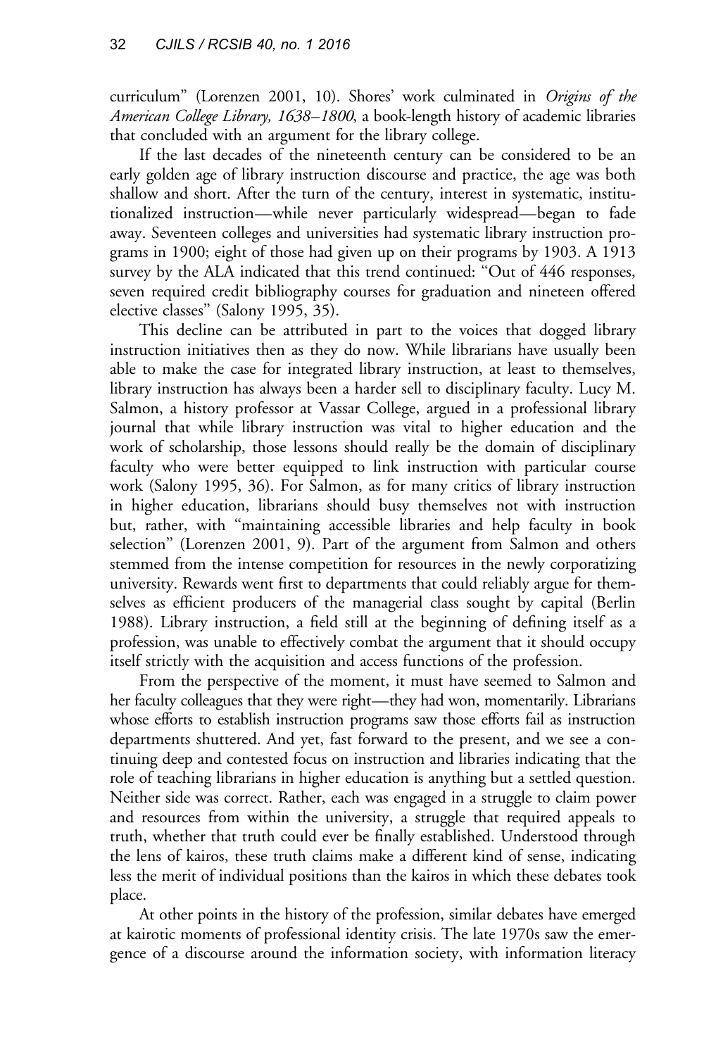curriculum" (Lorenzen 2001, 10). Shores' work culminated in *Origins of the American College Library, 1638–1800*, a book-length history of academic libraries that concluded with an argument for the library college.

If the last decades of the nineteenth century can be considered to be an early golden age of library instruction discourse and practice, the age was both shallow and short. After the turn of the century, interest in systematic, institutionalized instruction—while never particularly widespread—began to fade away. Seventeen colleges and universities had systematic library instruction programs in 1900; eight of those had given up on their programs by 1903. A 1913 survey by the ALA indicated that this trend continued: "Out of 446 responses, seven required credit bibliography courses for graduation and nineteen offered elective classes" (Salony 1995, 35).

This decline can be attributed in part to the voices that dogged library instruction initiatives then as they do now. While librarians have usually been able to make the case for integrated library instruction, at least to themselves, library instruction has always been a harder sell to disciplinary faculty. Lucy M. Salmon, a history professor at Vassar College, argued in a professional library journal that while library instruction was vital to higher education and the work of scholarship, those lessons should really be the domain of disciplinary faculty who were better equipped to link instruction with particular course work (Salony 1995, 36). For Salmon, as for many critics of library instruction in higher education, librarians should busy themselves not with instruction but, rather, with "maintaining accessible libraries and help faculty in book selection" (Lorenzen 2001, 9). Part of the argument from Salmon and others stemmed from the intense competition for resources in the newly corporatizing university. Rewards went first to departments that could reliably argue for themselves as efficient producers of the managerial class sought by capital (Berlin 1988). Library instruction, a field still at the beginning of defining itself as a profession, was unable to effectively combat the argument that it should occupy itself strictly with the acquisition and access functions of the profession.

From the perspective of the moment, it must have seemed to Salmon and her faculty colleagues that they were right—they had won, momentarily. Librarians whose efforts to establish instruction programs saw those efforts fail as instruction departments shuttered. And yet, fast forward to the present, and we see a continuing deep and contested focus on instruction and libraries indicating that the role of teaching librarians in higher education is anything but a settled question. Neither side was correct. Rather, each was engaged in a struggle to claim power and resources from within the university, a struggle that required appeals to truth, whether that truth could ever be finally established. Understood through the lens of kairos, these truth claims make a different kind of sense, indicating less the merit of individual positions than the kairos in which these debates took place.

At other points in the history of the profession, similar debates have emerged at kairotic moments of professional identity crisis. The late 1970s saw the emergence of a discourse around the information society, with information literacy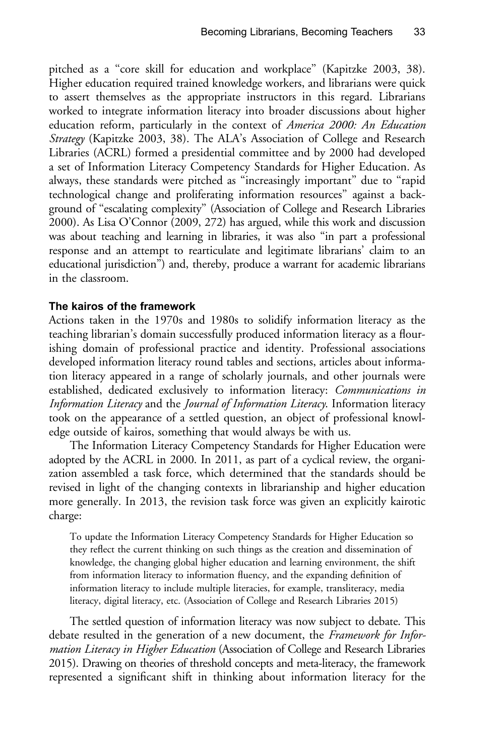pitched as a "core skill for education and workplace" (Kapitzke 2003, 38). Higher education required trained knowledge workers, and librarians were quick to assert themselves as the appropriate instructors in this regard. Librarians worked to integrate information literacy into broader discussions about higher education reform, particularly in the context of *America 2000: An Education Strategy* (Kapitzke 2003, 38). The ALA's Association of College and Research Libraries (ACRL) formed a presidential committee and by 2000 had developed a set of Information Literacy Competency Standards for Higher Education. As always, these standards were pitched as "increasingly important" due to "rapid technological change and proliferating information resources" against a background of "escalating complexity" (Association of College and Research Libraries 2000). As Lisa O'Connor (2009, 272) has argued, while this work and discussion was about teaching and learning in libraries, it was also "in part a professional response and an attempt to rearticulate and legitimate librarians' claim to an educational jurisdiction") and, thereby, produce a warrant for academic librarians in the classroom.

### The kairos of the framework

Actions taken in the 1970s and 1980s to solidify information literacy as the teaching librarian's domain successfully produced information literacy as a flourishing domain of professional practice and identity. Professional associations developed information literacy round tables and sections, articles about information literacy appeared in a range of scholarly journals, and other journals were established, dedicated exclusively to information literacy: *Communications in Information Literacy* and the *Journal of Information Literacy*. Information literacy took on the appearance of a settled question, an object of professional knowledge outside of kairos, something that would always be with us.

The Information Literacy Competency Standards for Higher Education were adopted by the ACRL in 2000. In 2011, as part of a cyclical review, the organization assembled a task force, which determined that the standards should be revised in light of the changing contexts in librarianship and higher education more generally. In 2013, the revision task force was given an explicitly kairotic charge:

> To update the Information Literacy Competency Standards for Higher Education so they reflect the current thinking on such things as the creation and dissemination of knowledge, the changing global higher education and learning environment, the shift from information literacy to information fluency, and the expanding definition of information literacy to include multiple literacies, for example, transliteracy, media literacy, digital literacy, etc. (Association of College and Research Libraries 2015)

The settled question of information literacy was now subject to debate. This debate resulted in the generation of a new document, the *Framework for Information Literacy in Higher Education* (Association of College and Research Libraries 2015). Drawing on theories of threshold concepts and meta-literacy, the framework represented a significant shift in thinking about information literacy for the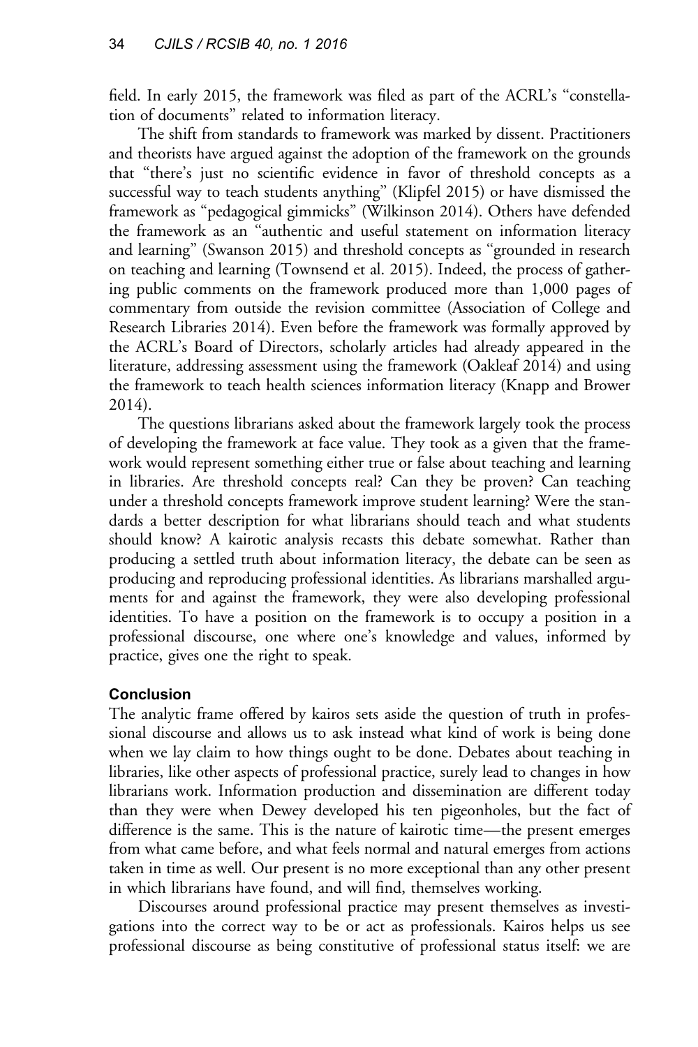field. In early 2015, the framework was filed as part of the ACRL's "constellation of documents" related to information literacy.

The shift from standards to framework was marked by dissent. Practitioners and theorists have argued against the adoption of the framework on the grounds that "there's just no scientific evidence in favor of threshold concepts as a successful way to teach students anything" (Klipfel 2015) or have dismissed the framework as "pedagogical gimmicks" (Wilkinson 2014). Others have defended the framework as an "authentic and useful statement on information literacy and learning" (Swanson 2015) and threshold concepts as "grounded in research on teaching and learning (Townsend et al. 2015). Indeed, the process of gathering public comments on the framework produced more than 1,000 pages of commentary from outside the revision committee (Association of College and Research Libraries 2014). Even before the framework was formally approved by the ACRL's Board of Directors, scholarly articles had already appeared in the literature, addressing assessment using the framework (Oakleaf 2014) and using the framework to teach health sciences information literacy (Knapp and Brower 2014).

The questions librarians asked about the framework largely took the process of developing the framework at face value. They took as a given that the framework would represent something either true or false about teaching and learning in libraries. Are threshold concepts real? Can they be proven? Can teaching under a threshold concepts framework improve student learning? Were the standards a better description for what librarians should teach and what students should know? A kairotic analysis recasts this debate somewhat. Rather than producing a settled truth about information literacy, the debate can be seen as producing and reproducing professional identities. As librarians marshalled arguments for and against the framework, they were also developing professional identities. To have a position on the framework is to occupy a position in a professional discourse, one where one's knowledge and values, informed by practice, gives one the right to speak.

## Conclusion

The analytic frame offered by kairos sets aside the question of truth in professional discourse and allows us to ask instead what kind of work is being done when we lay claim to how things ought to be done. Debates about teaching in libraries, like other aspects of professional practice, surely lead to changes in how librarians work. Information production and dissemination are different today than they were when Dewey developed his ten pigeonholes, but the fact of difference is the same. This is the nature of kairotic time—the present emerges from what came before, and what feels normal and natural emerges from actions taken in time as well. Our present is no more exceptional than any other present in which librarians have found, and will find, themselves working.

Discourses around professional practice may present themselves as investigations into the correct way to be or act as professionals. Kairos helps us see professional discourse as being constitutive of professional status itself: we are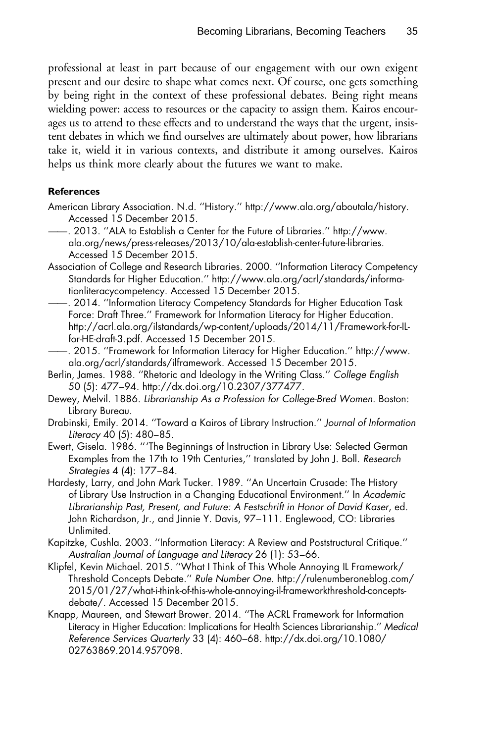professional at least in part because of our engagement with our own exigent present and our desire to shape what comes next. Of course, one gets something by being right in the context of these professional debates. Being right means wielding power: access to resources or the capacity to assign them. Kairos encourages us to attend to these effects and to understand the ways that the urgent, insistent debates in which we find ourselves are ultimately about power, how librarians take it, wield it in various contexts, and distribute it among ourselves. Kairos helps us think more clearly about the futures we want to make.

**References**

American Library Association. N.d. "History." http://www.ala.org/aboutala/history. Accessed 15 December 2015.

——. 2013. "ALA to Establish a Center for the Future of Libraries." http://www.ala.org/news/press-releases/2013/10/ala-establish-center-future-libraries. Accessed 15 December 2015.

Association of College and Research Libraries. 2000. "Information Literacy Competency Standards for Higher Education." http://www.ala.org/acrl/standards/informationliteracycompetency. Accessed 15 December 2015.

——. 2014. "Information Literacy Competency Standards for Higher Education Task Force: Draft Three." Framework for Information Literacy for Higher Education. http://acrl.ala.org/ilstandards/wp-content/uploads/2014/11/Framework-for-IL-for-HE-draft-3.pdf. Accessed 15 December 2015.

——. 2015. "Framework for Information Literacy for Higher Education." http://www.ala.org/acrl/standards/ilframework. Accessed 15 December 2015.

Berlin, James. 1988. "Rhetoric and Ideology in the Writing Class." *College English* 50 (5): 477–94. http://dx.doi.org/10.2307/377477.

Dewey, Melvil. 1886. *Librarianship As a Profession for College-Bred Women*. Boston: Library Bureau.

Drabinski, Emily. 2014. "Toward a Kairos of Library Instruction." *Journal of Information Literacy* 40 (5): 480–85.

Ewert, Gisela. 1986. "'The Beginnings of Instruction in Library Use: Selected German Examples from the 17th to 19th Centuries," translated by John J. Boll. *Research Strategies* 4 (4): 177–84.

Hardesty, Larry, and John Mark Tucker. 1989. "An Uncertain Crusade: The History of Library Use Instruction in a Changing Educational Environment." In *Academic Librarianship Past, Present, and Future: A Festschrift in Honor of David Kaser*, ed. John Richardson, Jr., and Jinnie Y. Davis, 97–111. Englewood, CO: Libraries Unlimited.

Kapitzke, Cushla. 2003. "Information Literacy: A Review and Poststructural Critique." *Australian Journal of Language and Literacy* 26 (1): 53–66.

Klipfel, Kevin Michael. 2015. "What I Think of This Whole Annoying IL Framework/Threshold Concepts Debate." *Rule Number One*. http://rulenumberoneblog.com/2015/01/27/what-i-think-of-this-whole-annoying-il-frameworkthreshold-concepts-debate/. Accessed 15 December 2015.

Knapp, Maureen, and Stewart Brower. 2014. "The ACRL Framework for Information Literacy in Higher Education: Implications for Health Sciences Librarianship." *Medical Reference Services Quarterly* 33 (4): 460–68. http://dx.doi.org/10.1080/02763869.2014.957098.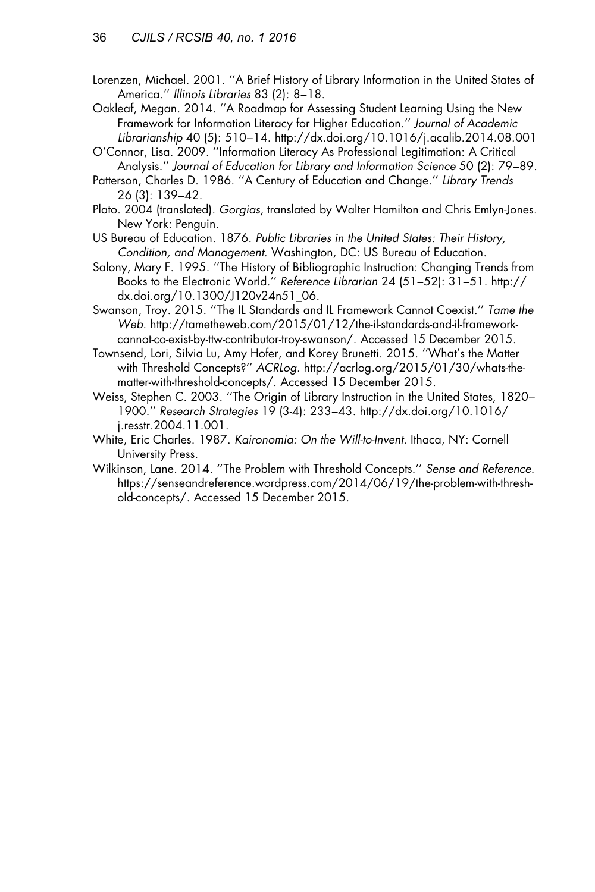Lorenzen, Michael. 2001. ''A Brief History of Library Information in the United States of America.'' *Illinois Libraries* 83 (2): 8–18.

Oakleaf, Megan. 2014. ''A Roadmap for Assessing Student Learning Using the New Framework for Information Literacy for Higher Education.'' *Journal of Academic Librarianship* 40 (5): 510–14. http://dx.doi.org/10.1016/j.acalib.2014.08.001

O'Connor, Lisa. 2009. ''Information Literacy As Professional Legitimation: A Critical Analysis.'' *Journal of Education for Library and Information Science* 50 (2): 79–89.

Patterson, Charles D. 1986. ''A Century of Education and Change.'' *Library Trends* 26 (3): 139–42.

Plato. 2004 (translated). *Gorgias*, translated by Walter Hamilton and Chris Emlyn-Jones. New York: Penguin.

US Bureau of Education. 1876. *Public Libraries in the United States: Their History, Condition, and Management*. Washington, DC: US Bureau of Education.

Salony, Mary F. 1995. ''The History of Bibliographic Instruction: Changing Trends from Books to the Electronic World.'' *Reference Librarian* 24 (51–52): 31–51. http://dx.doi.org/10.1300/J120v24n51_06.

Swanson, Troy. 2015. ''The IL Standards and IL Framework Cannot Coexist.'' *Tame the Web*. http://tametheweb.com/2015/01/12/the-il-standards-and-il-framework-cannot-co-exist-by-ttw-contributor-troy-swanson/. Accessed 15 December 2015.

Townsend, Lori, Silvia Lu, Amy Hofer, and Korey Brunetti. 2015. ''What's the Matter with Threshold Concepts?'' *ACRLog*. http://acrlog.org/2015/01/30/whats-the-matter-with-threshold-concepts/. Accessed 15 December 2015.

Weiss, Stephen C. 2003. ''The Origin of Library Instruction in the United States, 1820–1900.'' *Research Strategies* 19 (3-4): 233–43. http://dx.doi.org/10.1016/j.resstr.2004.11.001.

White, Eric Charles. 1987. *Kaironomia: On the Will-to-Invent*. Ithaca, NY: Cornell University Press.

Wilkinson, Lane. 2014. ''The Problem with Threshold Concepts.'' *Sense and Reference.* https://senseandreference.wordpress.com/2014/06/19/the-problem-with-threshold-concepts/. Accessed 15 December 2015.